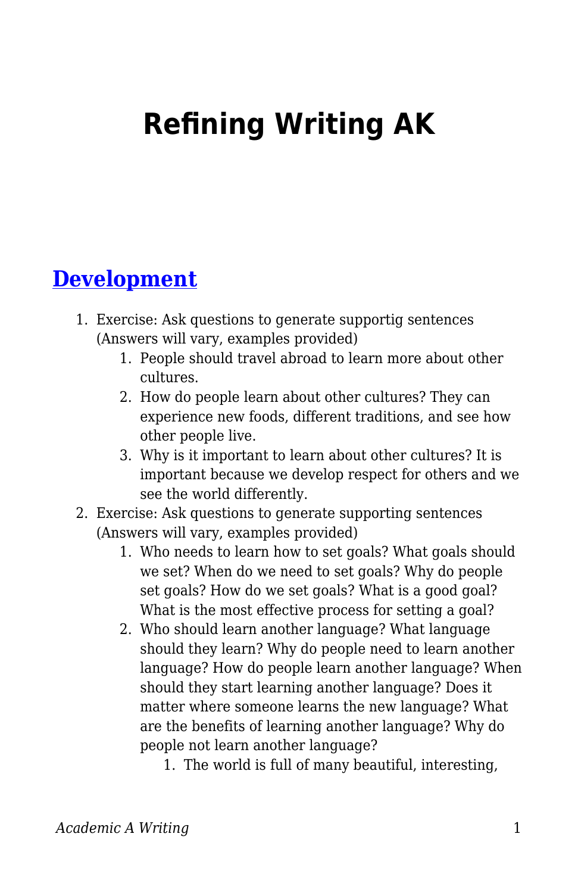# Refining Writing AK

## [Development]

1. Exercise: Ask questions to generate supportig sentences (Answers will vary, examples provided)
    1. People should travel abroad to learn more about other cultures.
    2. How do people learn about other cultures? They can experience new foods, different traditions, and see how other people live.
    3. Why is it important to learn about other cultures? It is important because we develop respect for others and we see the world differently.
2. Exercise: Ask questions to generate supporting sentences (Answers will vary, examples provided)
    1. Who needs to learn how to set goals? What goals should we set? When do we need to set goals? Why do people set goals? How do we set goals? What is a good goal? What is the most effective process for setting a goal?
    2. Who should learn another language? What language should they learn? Why do people need to learn another language? How do people learn another language? When should they start learning another language? Does it matter where someone learns the new language? What are the benefits of learning another language? Why do people not learn another language?
        1. The world is full of many beautiful, interesting,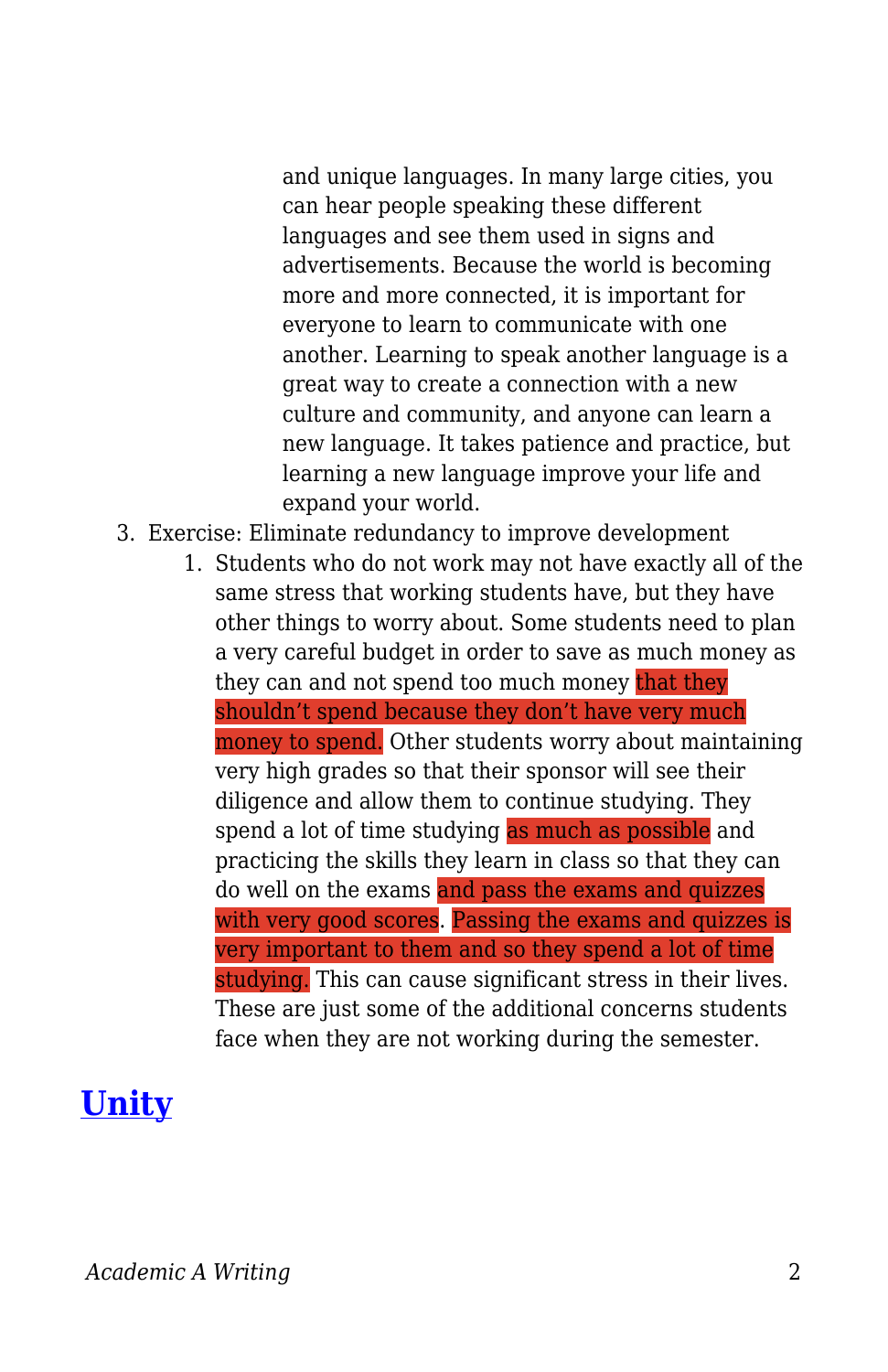and unique languages. In many large cities, you can hear people speaking these different languages and see them used in signs and advertisements. Because the world is becoming more and more connected, it is important for everyone to learn to communicate with one another. Learning to speak another language is a great way to create a connection with a new culture and community, and anyone can learn a new language. It takes patience and practice, but learning a new language improve your life and expand your world.

3. Exercise: Eliminate redundancy to improve development
    1. Students who do not work may not have exactly all of the same stress that working students have, but they have other things to worry about. Some students need to plan a very careful budget in order to save as much money as they can and not spend too much money that they shouldn't spend because they don't have very much money to spend. Other students worry about maintaining very high grades so that their sponsor will see their diligence and allow them to continue studying. They spend a lot of time studying as much as possible and practicing the skills they learn in class so that they can do well on the exams and pass the exams and quizzes with very good scores. Passing the exams and quizzes is very important to them and so they spend a lot of time studying. This can cause significant stress in their lives. These are just some of the additional concerns students face when they are not working during the semester.

## Unity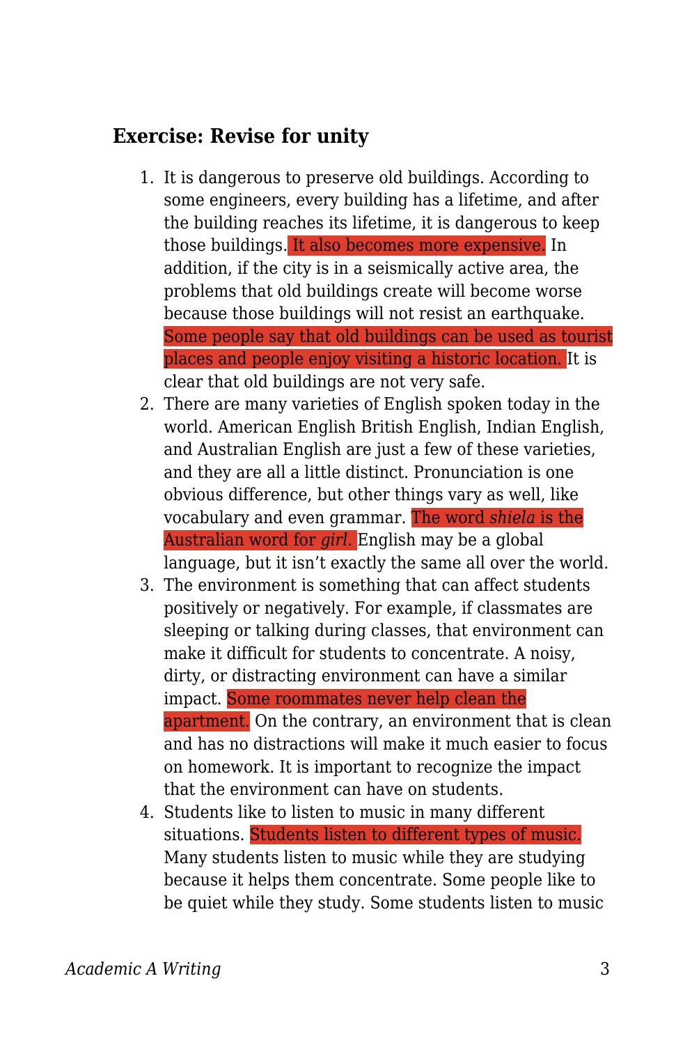### Exercise: Revise for unity

1. It is dangerous to preserve old buildings. According to some engineers, every building has a lifetime, and after the building reaches its lifetime, it is dangerous to keep those buildings. It also becomes more expensive. In addition, if the city is in a seismically active area, the problems that old buildings create will become worse because those buildings will not resist an earthquake. Some people say that old buildings can be used as tourist places and people enjoy visiting a historic location. It is clear that old buildings are not very safe.
2. There are many varieties of English spoken today in the world. American English British English, Indian English, and Australian English are just a few of these varieties, and they are all a little distinct. Pronunciation is one obvious difference, but other things vary as well, like vocabulary and even grammar. The word *shiela* is the Australian word for *girl*. English may be a global language, but it isn't exactly the same all over the world.
3. The environment is something that can affect students positively or negatively. For example, if classmates are sleeping or talking during classes, that environment can make it difficult for students to concentrate. A noisy, dirty, or distracting environment can have a similar impact. Some roommates never help clean the apartment. On the contrary, an environment that is clean and has no distractions will make it much easier to focus on homework. It is important to recognize the impact that the environment can have on students.
4. Students like to listen to music in many different situations. Students listen to different types of music. Many students listen to music while they are studying because it helps them concentrate. Some people like to be quiet while they study. Some students listen to music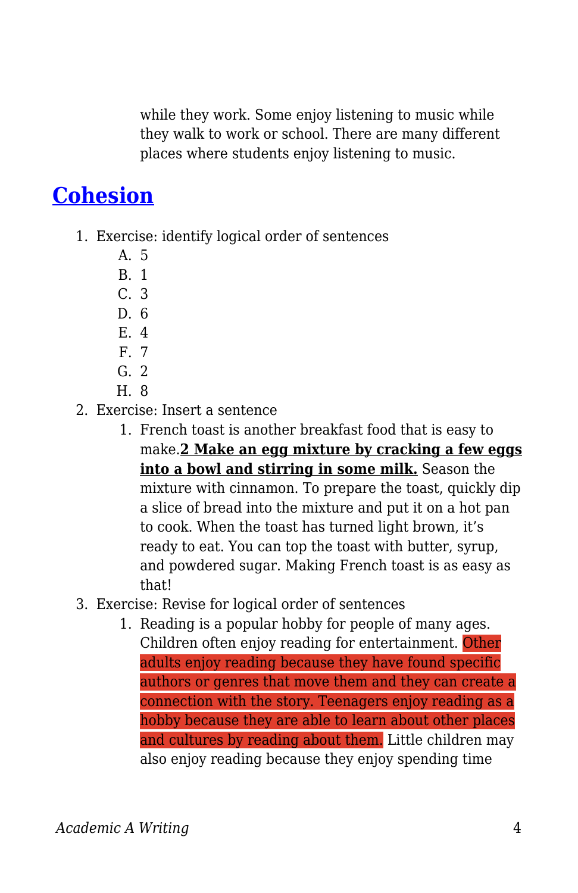while they work. Some enjoy listening to music while they walk to work or school. There are many different places where students enjoy listening to music.

## Cohesion

1. Exercise: identify logical order of sentences
   A. 5
   B. 1
   C. 3
   D. 6
   E. 4
   F. 7
   G. 2
   H. 8
2. Exercise: Insert a sentence
   1. French toast is another breakfast food that is easy to make.**2 Make an egg mixture by cracking a few eggs into a bowl and stirring in some milk.** Season the mixture with cinnamon. To prepare the toast, quickly dip a slice of bread into the mixture and put it on a hot pan to cook. When the toast has turned light brown, it's ready to eat. You can top the toast with butter, syrup, and powdered sugar. Making French toast is as easy as that!
3. Exercise: Revise for logical order of sentences
   1. Reading is a popular hobby for people of many ages. Children often enjoy reading for entertainment. Other adults enjoy reading because they have found specific authors or genres that move them and they can create a connection with the story. Teenagers enjoy reading as a hobby because they are able to learn about other places and cultures by reading about them. Little children may also enjoy reading because they enjoy spending time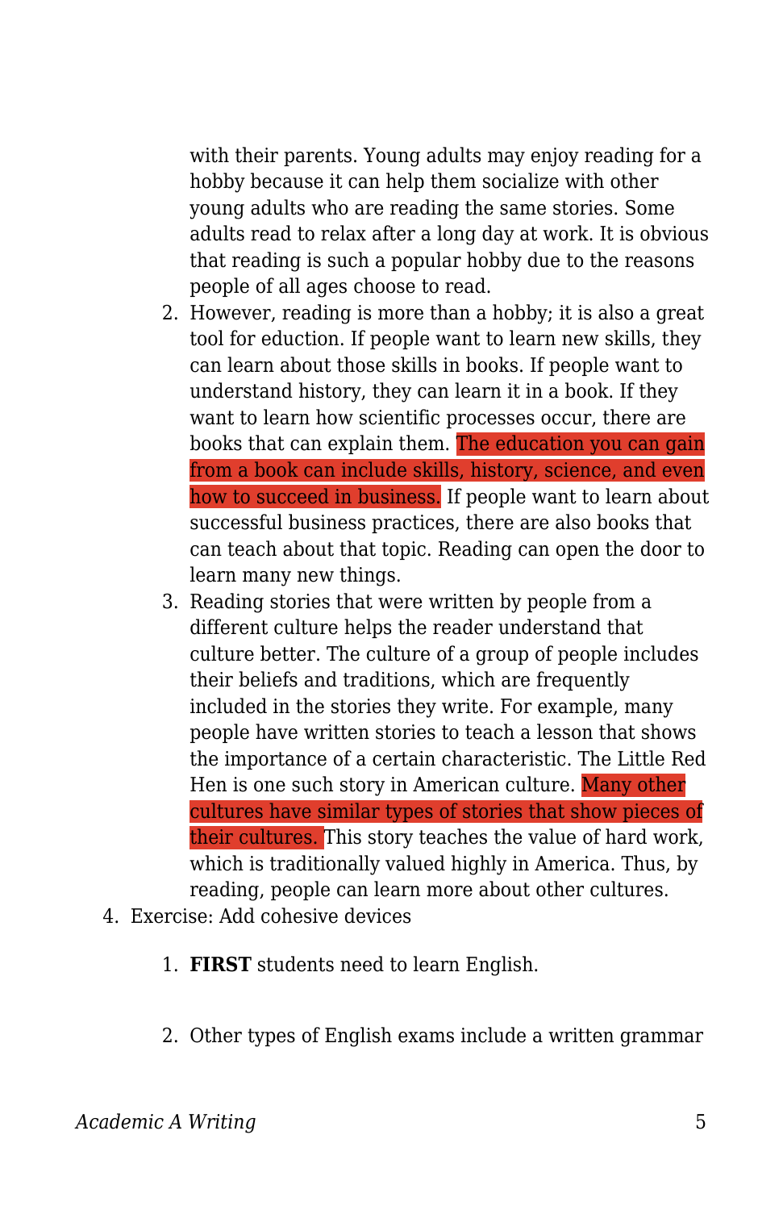with their parents. Young adults may enjoy reading for a hobby because it can help them socialize with other young adults who are reading the same stories. Some adults read to relax after a long day at work. It is obvious that reading is such a popular hobby due to the reasons people of all ages choose to read.

2. However, reading is more than a hobby; it is also a great tool for eduction. If people want to learn new skills, they can learn about those skills in books. If people want to understand history, they can learn it in a book. If they want to learn how scientific processes occur, there are books that can explain them. The education you can gain from a book can include skills, history, science, and even how to succeed in business. If people want to learn about successful business practices, there are also books that can teach about that topic. Reading can open the door to learn many new things.
3. Reading stories that were written by people from a different culture helps the reader understand that culture better. The culture of a group of people includes their beliefs and traditions, which are frequently included in the stories they write. For example, many people have written stories to teach a lesson that shows the importance of a certain characteristic. The Little Red Hen is one such story in American culture. Many other cultures have similar types of stories that show pieces of their cultures. This story teaches the value of hard work, which is traditionally valued highly in America. Thus, by reading, people can learn more about other cultures.

4. Exercise: Add cohesive devices

   1. **FIRST** students need to learn English.

   2. Other types of English exams include a written grammar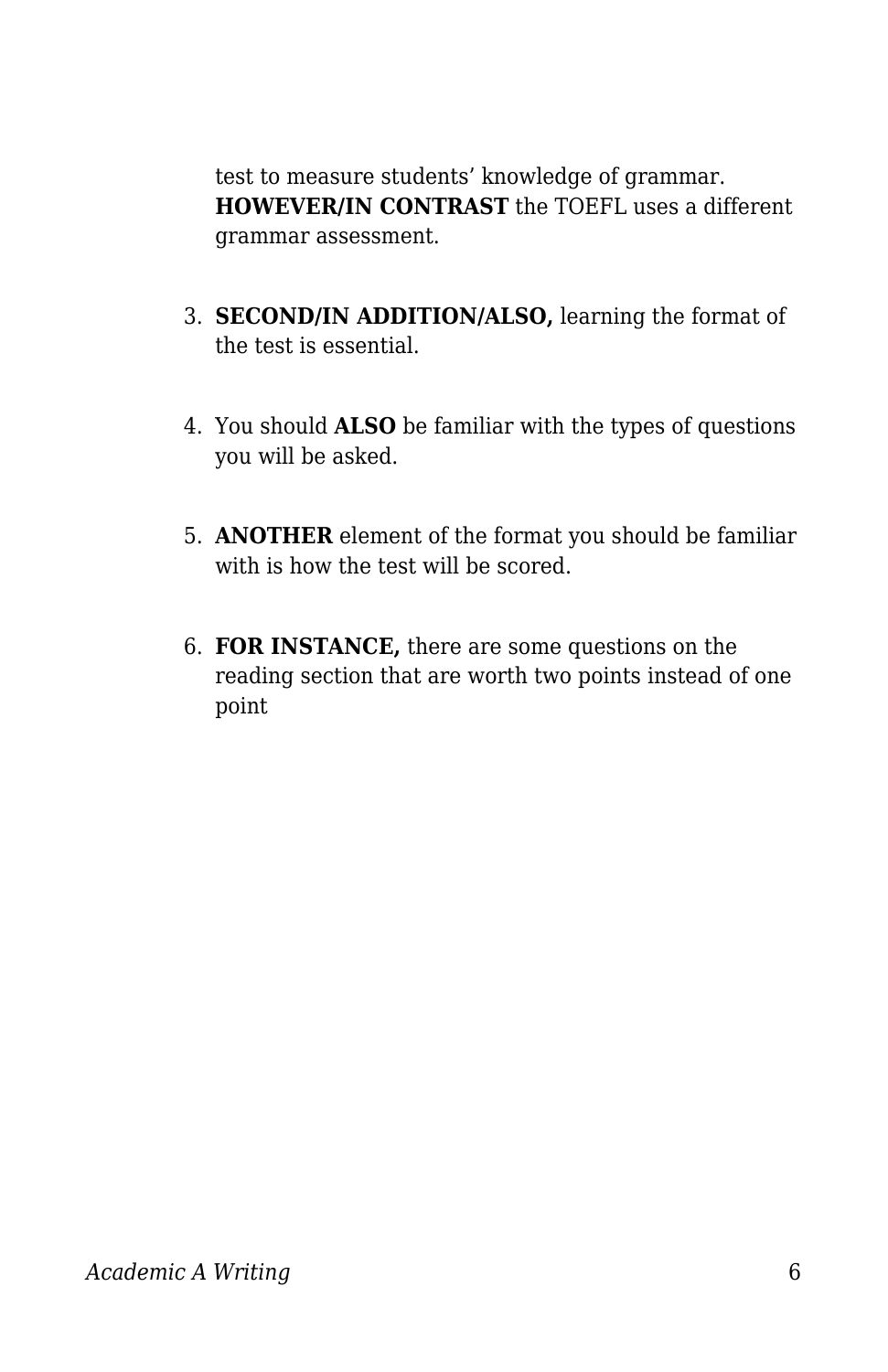test to measure students' knowledge of grammar. **HOWEVER/IN CONTRAST** the TOEFL uses a different grammar assessment.

3. **SECOND/IN ADDITION/ALSO,** learning the format of the test is essential.

4. You should **ALSO** be familiar with the types of questions you will be asked.

5. **ANOTHER** element of the format you should be familiar with is how the test will be scored.

6. **FOR INSTANCE,** there are some questions on the reading section that are worth two points instead of one point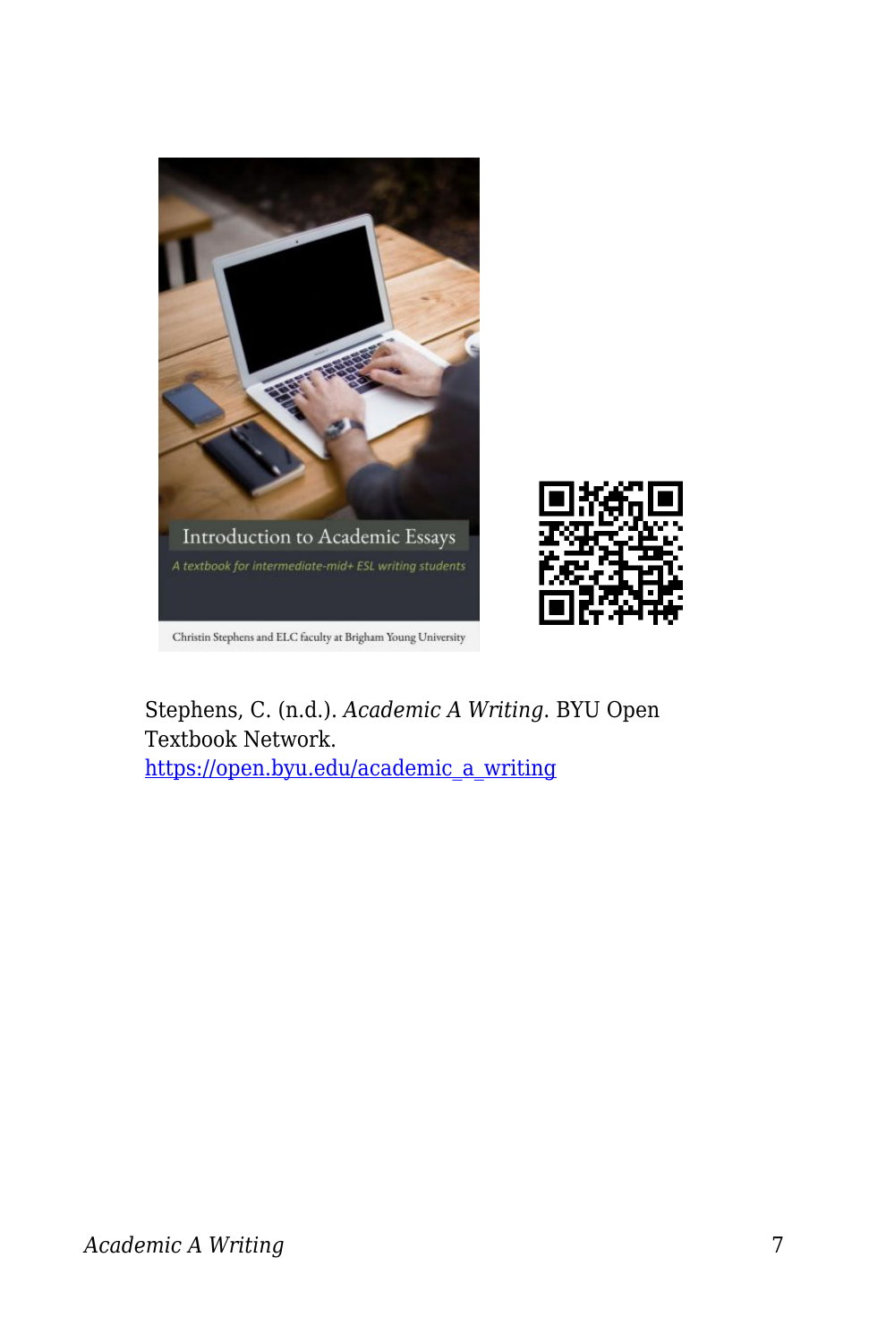Stephens, C. (n.d.). *Academic A Writing*. BYU Open Textbook Network.
https://open.byu.edu/academic_a_writing